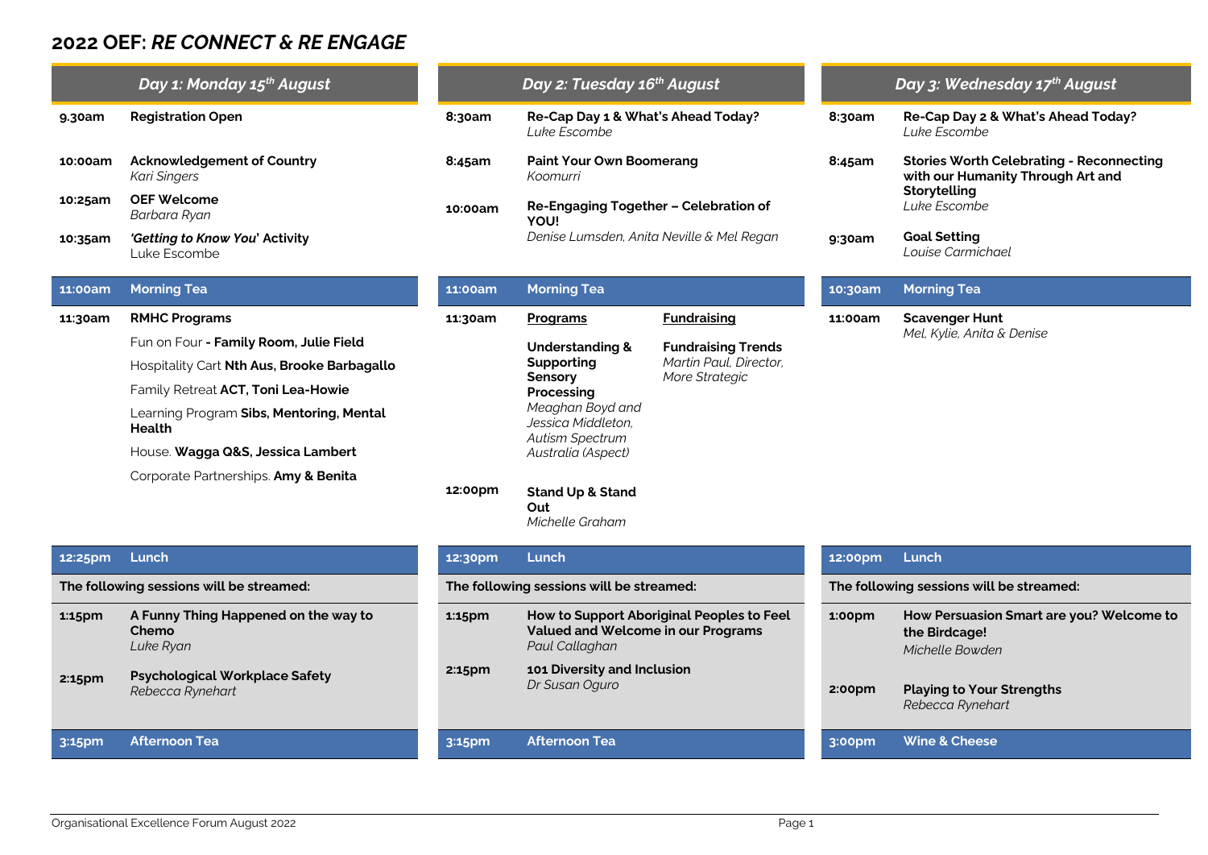# 2022 OEF: *RE CONNECT & RE ENGAGE*

## *Day 1: Monday 15th August*

| | |
|---|---|
| 9.30am | **Registration Open** |
| 10:00am | **Acknowledgement of Country** *Kari Singers* |
| 10:25am | **OEF Welcome** *Barbara Ryan* |
| 10:35am | ***'Getting to Know You'* Activity** Luke Escombe |
| **11:00am** | **Morning Tea** |
| 11:30am | **RMHC Programs** |
| | Fun on Four **- Family Room, Julie Field** |
| | Hospitality Cart **Nth Aus, Brooke Barbagallo** |
| | Family Retreat **ACT, Toni Lea-Howie** |
| | Learning Program **Sibs, Mentoring, Mental Health** |
| | House. **Wagga Q&S, Jessica Lambert** |
| | Corporate Partnerships. **Amy & Benita** |
| **12:25pm** | **Lunch** |
| **The following sessions will be streamed:** | |
| 1:15pm | **A Funny Thing Happened on the way to Chemo** *Luke Ryan* |
| 2:15pm | **Psychological Workplace Safety** *Rebecca Rynehart* |
| **3:15pm** | **Afternoon Tea** |

## *Day 2: Tuesday 16th August*

| | | |
|---|---|---|
| 8:30am | **Re-Cap Day 1 & What's Ahead Today?** *Luke Escombe* | |
| 8:45am | **Paint Your Own Boomerang** *Koomurri* | |
| 10:00am | **Re-Engaging Together – Celebration of YOU!** *Denise Lumsden, Anita Neville & Mel Regan* | |
| **11:00am** | **Morning Tea** | |
| 11:30am | **Programs** | **Fundraising** |
| | **Understanding & Supporting Sensory Processing** *Meaghan Boyd and Jessica Middleton, Autism Spectrum Australia (Aspect)* | **Fundraising Trends** *Martin Paul, Director, More Strategic* |
| 12:00pm | **Stand Up & Stand Out** *Michelle Graham* | |
| **12:30pm** | **Lunch** | |
| **The following sessions will be streamed:** | | |
| 1:15pm | **How to Support Aboriginal Peoples to Feel Valued and Welcome in our Programs** *Paul Callaghan* | |
| 2:15pm | **101 Diversity and Inclusion** *Dr Susan Oguro* | |
| **3:15pm** | **Afternoon Tea** | |

## *Day 3: Wednesday 17th August*

| | |
|---|---|
| 8:30am | **Re-Cap Day 2 & What's Ahead Today?** *Luke Escombe* |
| 8:45am | **Stories Worth Celebrating - Reconnecting with our Humanity Through Art and Storytelling** *Luke Escombe* |
| 9:30am | **Goal Setting** *Louise Carmichael* |
| **10:30am** | **Morning Tea** |
| 11:00am | **Scavenger Hunt** *Mel, Kylie, Anita & Denise* |
| **12:00pm** | **Lunch** |
| **The following sessions will be streamed:** | |
| 1:00pm | **How Persuasion Smart are you? Welcome to the Birdcage!** *Michelle Bowden* |
| 2:00pm | **Playing to Your Strengths** *Rebecca Rynehart* |
| **3:00pm** | **Wine & Cheese** |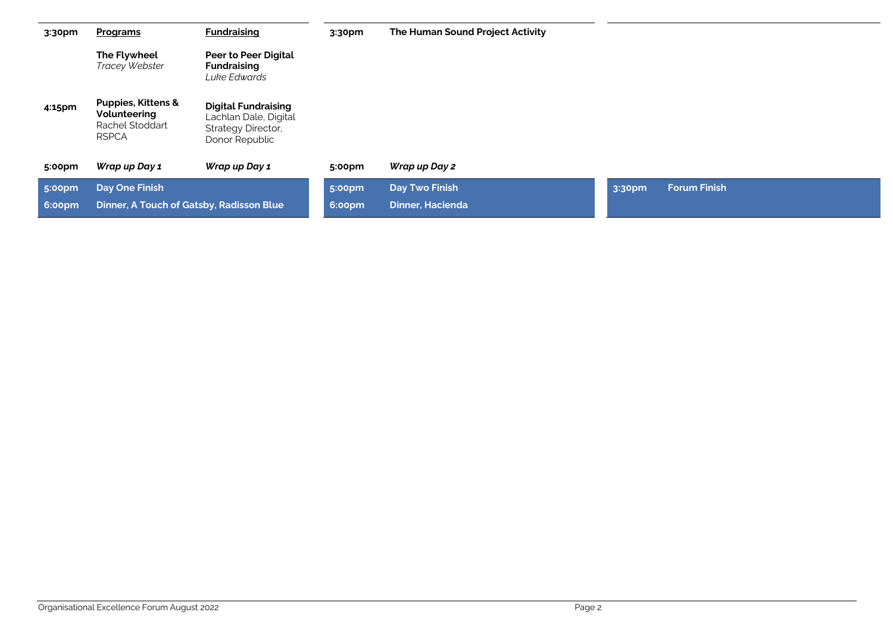| | | | | | | |
|---|---|---|---|---|---|---|
| **3:30pm** | **Programs** | **Fundraising** | **3:30pm** | **The Human Sound Project Activity** | | |
| | **The Flywheel** *Tracey Webster* | **Peer to Peer Digital Fundraising** *Luke Edwards* | | | | |
| **4:15pm** | **Puppies, Kittens & Volunteering** Rachel Stoddart RSPCA | **Digital Fundraising** Lachlan Dale, Digital Strategy Director, Donor Republic | | | | |
| **5:00pm** | ***Wrap up Day 1*** | ***Wrap up Day 1*** | **5:00pm** | ***Wrap up Day 2*** | | |
| **5:00pm** | **Day One Finish** | | **5:00pm** | **Day Two Finish** | **3:30pm** | **Forum Finish** |
| **6:00pm** | **Dinner, A Touch of Gatsby, Radisson Blue** | | **6:00pm** | **Dinner, Hacienda** | | |